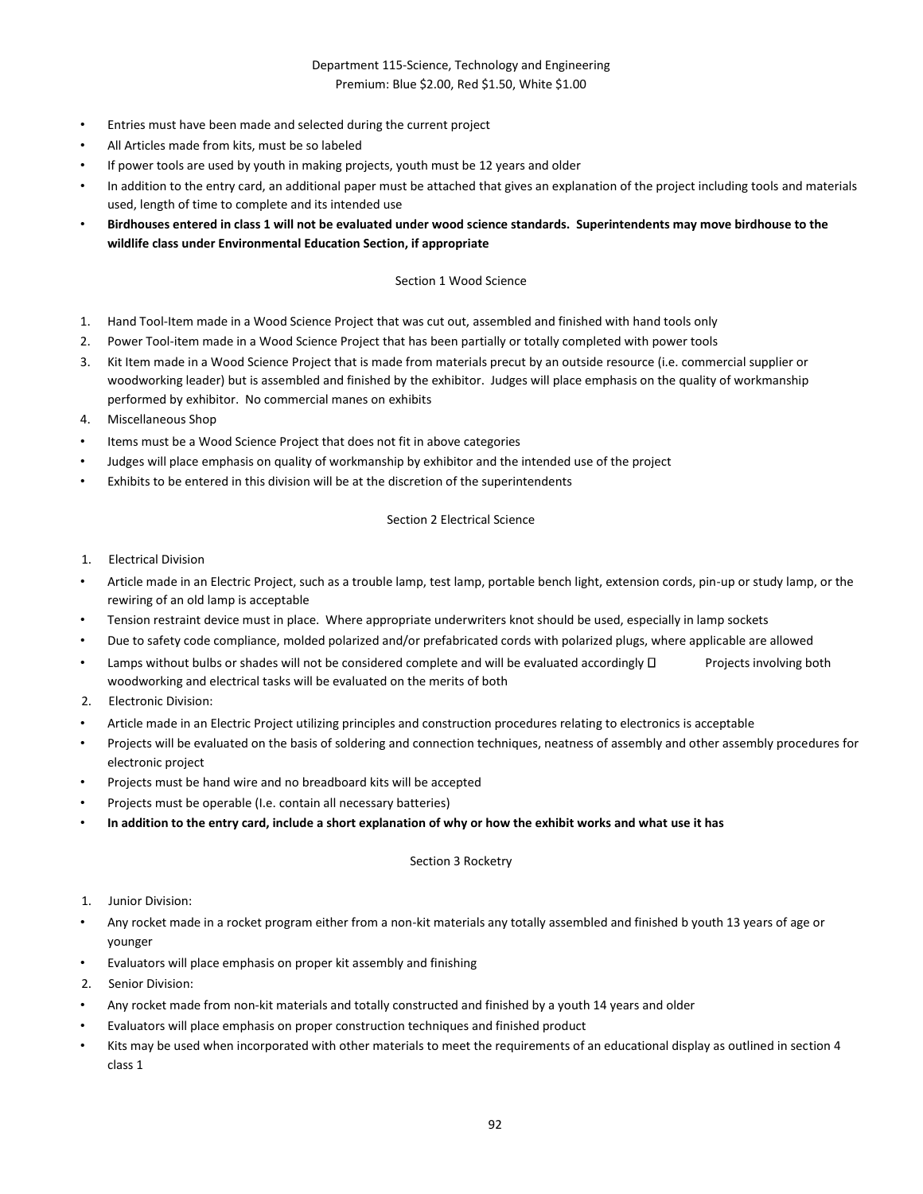# Department 115-Science, Technology and Engineering

Premium: Blue $2.00, Red $1.50, White $1.00

- Entries must have been made and selected during the current project
- All Articles made from kits, must be so labeled
- If power tools are used by youth in making projects, youth must be 12 years and older
- In addition to the entry card, an additional paper must be attached that gives an explanation of the project including tools and materials used, length of time to complete and its intended use
- **Birdhouses entered in class 1 will not be evaluated under wood science standards. Superintendents may move birdhouse to the wildlife class under Environmental Education Section, if appropriate**

## Section 1 Wood Science

1. Hand Tool-Item made in a Wood Science Project that was cut out, assembled and finished with hand tools only
2. Power Tool-item made in a Wood Science Project that has been partially or totally completed with power tools
3. Kit Item made in a Wood Science Project that is made from materials precut by an outside resource (i.e. commercial supplier or woodworking leader) but is assembled and finished by the exhibitor. Judges will place emphasis on the quality of workmanship performed by exhibitor. No commercial manes on exhibits
4. Miscellaneous Shop

- Items must be a Wood Science Project that does not fit in above categories
- Judges will place emphasis on quality of workmanship by exhibitor and the intended use of the project
- Exhibits to be entered in this division will be at the discretion of the superintendents

## Section 2 Electrical Science

1. Electrical Division

- Article made in an Electric Project, such as a trouble lamp, test lamp, portable bench light, extension cords, pin-up or study lamp, or the rewiring of an old lamp is acceptable
- Tension restraint device must in place. Where appropriate underwriters knot should be used, especially in lamp sockets
- Due to safety code compliance, molded polarized and/or prefabricated cords with polarized plugs, where applicable are allowed
- Lamps without bulbs or shades will not be considered complete and will be evaluated accordingly  Projects involving both woodworking and electrical tasks will be evaluated on the merits of both

2. Electronic Division:

- Article made in an Electric Project utilizing principles and construction procedures relating to electronics is acceptable
- Projects will be evaluated on the basis of soldering and connection techniques, neatness of assembly and other assembly procedures for electronic project
- Projects must be hand wire and no breadboard kits will be accepted
- Projects must be operable (I.e. contain all necessary batteries)
- **In addition to the entry card, include a short explanation of why or how the exhibit works and what use it has**

## Section 3 Rocketry

1. Junior Division:

- Any rocket made in a rocket program either from a non-kit materials any totally assembled and finished b youth 13 years of age or younger
- Evaluators will place emphasis on proper kit assembly and finishing

2. Senior Division:

- Any rocket made from non-kit materials and totally constructed and finished by a youth 14 years and older
- Evaluators will place emphasis on proper construction techniques and finished product
- Kits may be used when incorporated with other materials to meet the requirements of an educational display as outlined in section 4 class 1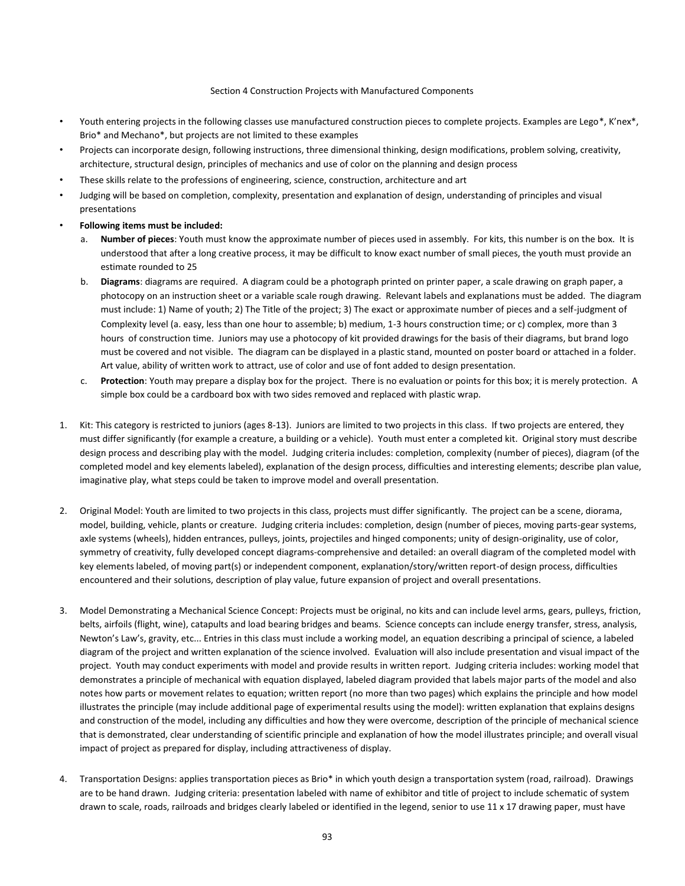Section 4 Construction Projects with Manufactured Components

- Youth entering projects in the following classes use manufactured construction pieces to complete projects. Examples are Lego*, K'nex*, Brio* and Mechano*, but projects are not limited to these examples
- Projects can incorporate design, following instructions, three dimensional thinking, design modifications, problem solving, creativity, architecture, structural design, principles of mechanics and use of color on the planning and design process
- These skills relate to the professions of engineering, science, construction, architecture and art
- Judging will be based on completion, complexity, presentation and explanation of design, understanding of principles and visual presentations
- **Following items must be included:**
  a. **Number of pieces**: Youth must know the approximate number of pieces used in assembly. For kits, this number is on the box. It is understood that after a long creative process, it may be difficult to know exact number of small pieces, the youth must provide an estimate rounded to 25
  b. **Diagrams**: diagrams are required. A diagram could be a photograph printed on printer paper, a scale drawing on graph paper, a photocopy on an instruction sheet or a variable scale rough drawing. Relevant labels and explanations must be added. The diagram must include: 1) Name of youth; 2) The Title of the project; 3) The exact or approximate number of pieces and a self-judgment of Complexity level (a. easy, less than one hour to assemble; b) medium, 1-3 hours construction time; or c) complex, more than 3 hours of construction time. Juniors may use a photocopy of kit provided drawings for the basis of their diagrams, but brand logo must be covered and not visible. The diagram can be displayed in a plastic stand, mounted on poster board or attached in a folder. Art value, ability of written work to attract, use of color and use of font added to design presentation.
  c. **Protection**: Youth may prepare a display box for the project. There is no evaluation or points for this box; it is merely protection. A simple box could be a cardboard box with two sides removed and replaced with plastic wrap.

1. Kit: This category is restricted to juniors (ages 8-13). Juniors are limited to two projects in this class. If two projects are entered, they must differ significantly (for example a creature, a building or a vehicle). Youth must enter a completed kit. Original story must describe design process and describing play with the model. Judging criteria includes: completion, complexity (number of pieces), diagram (of the completed model and key elements labeled), explanation of the design process, difficulties and interesting elements; describe plan value, imaginative play, what steps could be taken to improve model and overall presentation.

2. Original Model: Youth are limited to two projects in this class, projects must differ significantly. The project can be a scene, diorama, model, building, vehicle, plants or creature. Judging criteria includes: completion, design (number of pieces, moving parts-gear systems, axle systems (wheels), hidden entrances, pulleys, joints, projectiles and hinged components; unity of design-originality, use of color, symmetry of creativity, fully developed concept diagrams-comprehensive and detailed: an overall diagram of the completed model with key elements labeled, of moving part(s) or independent component, explanation/story/written report-of design process, difficulties encountered and their solutions, description of play value, future expansion of project and overall presentations.

3. Model Demonstrating a Mechanical Science Concept: Projects must be original, no kits and can include level arms, gears, pulleys, friction, belts, airfoils (flight, wine), catapults and load bearing bridges and beams. Science concepts can include energy transfer, stress, analysis, Newton's Law's, gravity, etc... Entries in this class must include a working model, an equation describing a principal of science, a labeled diagram of the project and written explanation of the science involved. Evaluation will also include presentation and visual impact of the project. Youth may conduct experiments with model and provide results in written report. Judging criteria includes: working model that demonstrates a principle of mechanical with equation displayed, labeled diagram provided that labels major parts of the model and also notes how parts or movement relates to equation; written report (no more than two pages) which explains the principle and how model illustrates the principle (may include additional page of experimental results using the model): written explanation that explains designs and construction of the model, including any difficulties and how they were overcome, description of the principle of mechanical science that is demonstrated, clear understanding of scientific principle and explanation of how the model illustrates principle; and overall visual impact of project as prepared for display, including attractiveness of display.

4. Transportation Designs: applies transportation pieces as Brio* in which youth design a transportation system (road, railroad). Drawings are to be hand drawn. Judging criteria: presentation labeled with name of exhibitor and title of project to include schematic of system drawn to scale, roads, railroads and bridges clearly labeled or identified in the legend, senior to use 11 x 17 drawing paper, must have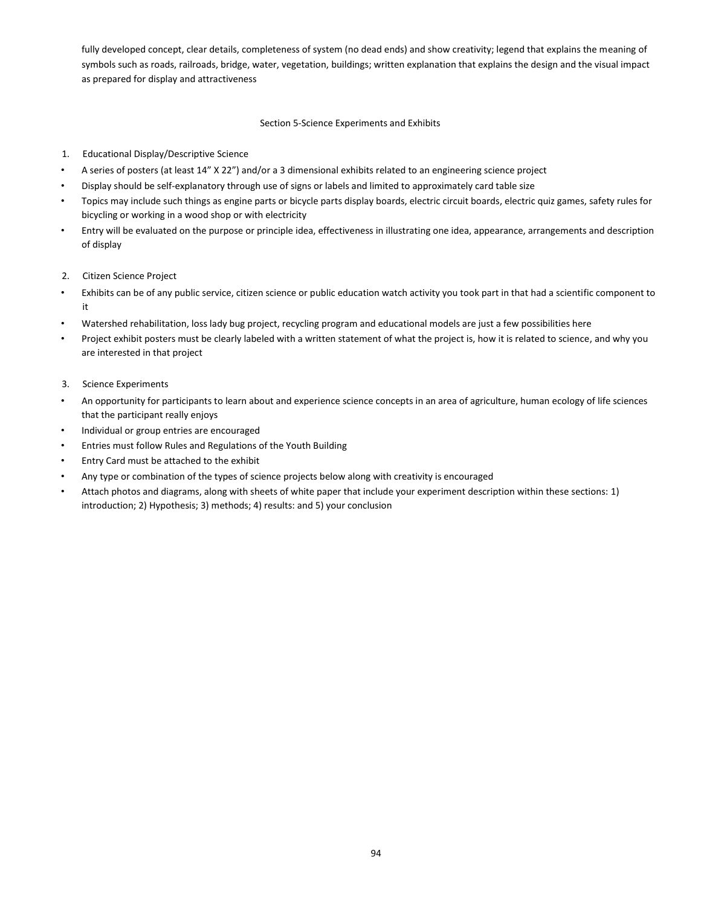fully developed concept, clear details, completeness of system (no dead ends) and show creativity; legend that explains the meaning of symbols such as roads, railroads, bridge, water, vegetation, buildings; written explanation that explains the design and the visual impact as prepared for display and attractiveness

## Section 5-Science Experiments and Exhibits

1. Educational Display/Descriptive Science

- A series of posters (at least 14" X 22") and/or a 3 dimensional exhibits related to an engineering science project
- Display should be self-explanatory through use of signs or labels and limited to approximately card table size
- Topics may include such things as engine parts or bicycle parts display boards, electric circuit boards, electric quiz games, safety rules for bicycling or working in a wood shop or with electricity
- Entry will be evaluated on the purpose or principle idea, effectiveness in illustrating one idea, appearance, arrangements and description of display

2. Citizen Science Project

- Exhibits can be of any public service, citizen science or public education watch activity you took part in that had a scientific component to it
- Watershed rehabilitation, loss lady bug project, recycling program and educational models are just a few possibilities here
- Project exhibit posters must be clearly labeled with a written statement of what the project is, how it is related to science, and why you are interested in that project

3. Science Experiments

- An opportunity for participants to learn about and experience science concepts in an area of agriculture, human ecology of life sciences that the participant really enjoys
- Individual or group entries are encouraged
- Entries must follow Rules and Regulations of the Youth Building
- Entry Card must be attached to the exhibit
- Any type or combination of the types of science projects below along with creativity is encouraged
- Attach photos and diagrams, along with sheets of white paper that include your experiment description within these sections: 1) introduction; 2) Hypothesis; 3) methods; 4) results: and 5) your conclusion